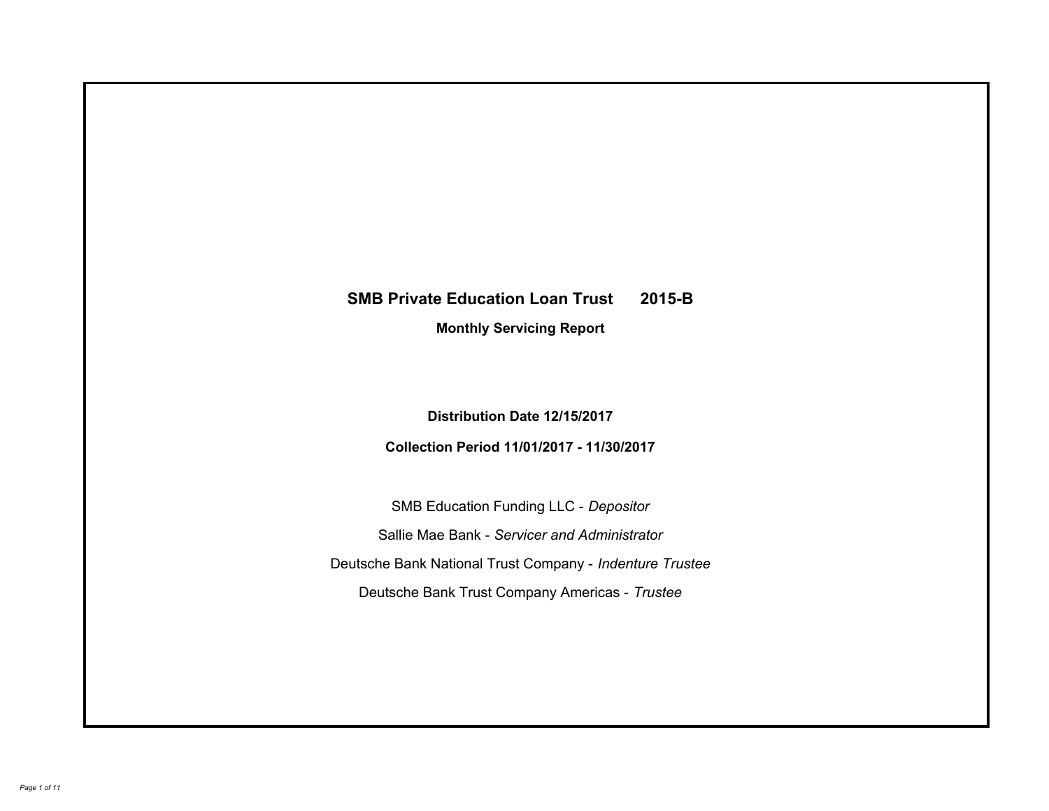# SMB Private Education Loan Trust 2015-B

## Monthly Servicing Report

**Distribution Date 12/15/2017**

**Collection Period 11/01/2017 - 11/30/2017**

SMB Education Funding LLC - *Depositor*

Sallie Mae Bank - *Servicer and Administrator*

Deutsche Bank National Trust Company - *Indenture Trustee*

Deutsche Bank Trust Company Americas - *Trustee*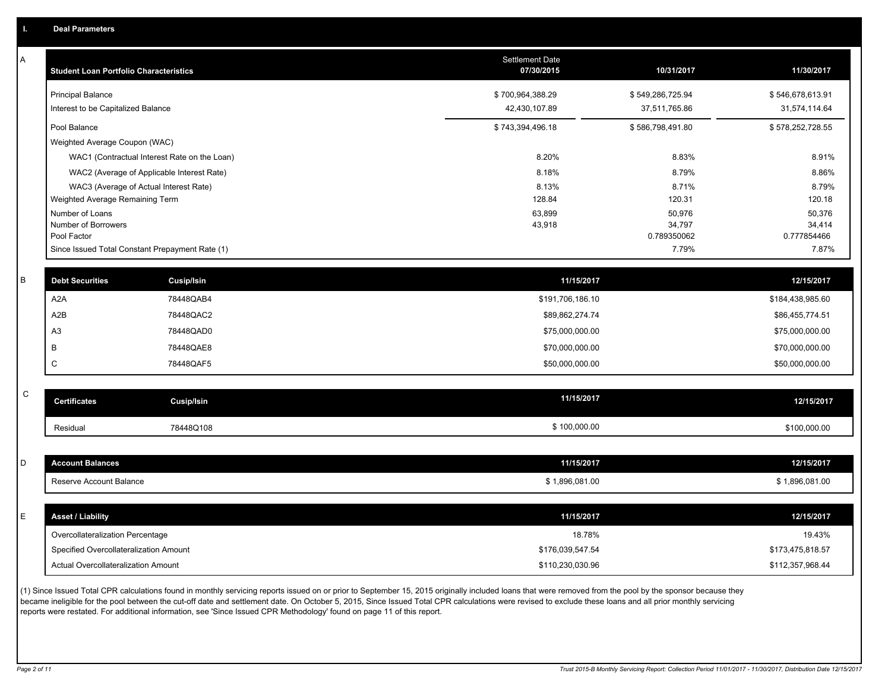## I. Deal Parameters

### A

| Student Loan Portfolio Characteristics | Settlement Date 07/30/2015 | 10/31/2017 | 11/30/2017 |
|---|---|---|---|
| Principal Balance | $ 700,964,388.29 | $ 549,286,725.94 | $ 546,678,613.91 |
| Interest to be Capitalized Balance | 42,430,107.89 | 37,511,765.86 | 31,574,114.64 |
| Pool Balance | $ 743,394,496.18 | $ 586,798,491.80 | $ 578,252,728.55 |
| Weighted Average Coupon (WAC) | | | |
| WAC1 (Contractual Interest Rate on the Loan) | 8.20% | 8.83% | 8.91% |
| WAC2 (Average of Applicable Interest Rate) | 8.18% | 8.79% | 8.86% |
| WAC3 (Average of Actual Interest Rate) | 8.13% | 8.71% | 8.79% |
| Weighted Average Remaining Term | 128.84 | 120.31 | 120.18 |
| Number of Loans | 63,899 | 50,976 | 50,376 |
| Number of Borrowers | 43,918 | 34,797 | 34,414 |
| Pool Factor | | 0.789350062 | 0.777854466 |
| Since Issued Total Constant Prepayment Rate (1) | | 7.79% | 7.87% |

### B

| Debt Securities | Cusip/Isin | 11/15/2017 | 12/15/2017 |
|---|---|---|---|
| A2A | 78448QAB4 | $191,706,186.10 | $184,438,985.60 |
| A2B | 78448QAC2 | $89,862,274.74 | $86,455,774.51 |
| A3 | 78448QAD0 | $75,000,000.00 | $75,000,000.00 |
| B | 78448QAE8 | $70,000,000.00 | $70,000,000.00 |
| C | 78448QAF5 | $50,000,000.00 | $50,000,000.00 |

### C

| Certificates | Cusip/Isin | 11/15/2017 | 12/15/2017 |
|---|---|---|---|
| Residual | 78448Q108 | $ 100,000.00 | $100,000.00 |

### D

| Account Balances | 11/15/2017 | 12/15/2017 |
|---|---|---|
| Reserve Account Balance | $ 1,896,081.00 | $ 1,896,081.00 |

### E

| Asset / Liability | 11/15/2017 | 12/15/2017 |
|---|---|---|
| Overcollateralization Percentage | 18.78% | 19.43% |
| Specified Overcollateralization Amount | $176,039,547.54 | $173,475,818.57 |
| Actual Overcollateralization Amount | $110,230,030.96 | $112,357,968.44 |

(1) Since Issued Total CPR calculations found in monthly servicing reports issued on or prior to September 15, 2015 originally included loans that were removed from the pool by the sponsor because they became ineligible for the pool between the cut-off date and settlement date. On October 5, 2015, Since Issued Total CPR calculations were revised to exclude these loans and all prior monthly servicing reports were restated. For additional information, see 'Since Issued CPR Methodology' found on page 11 of this report.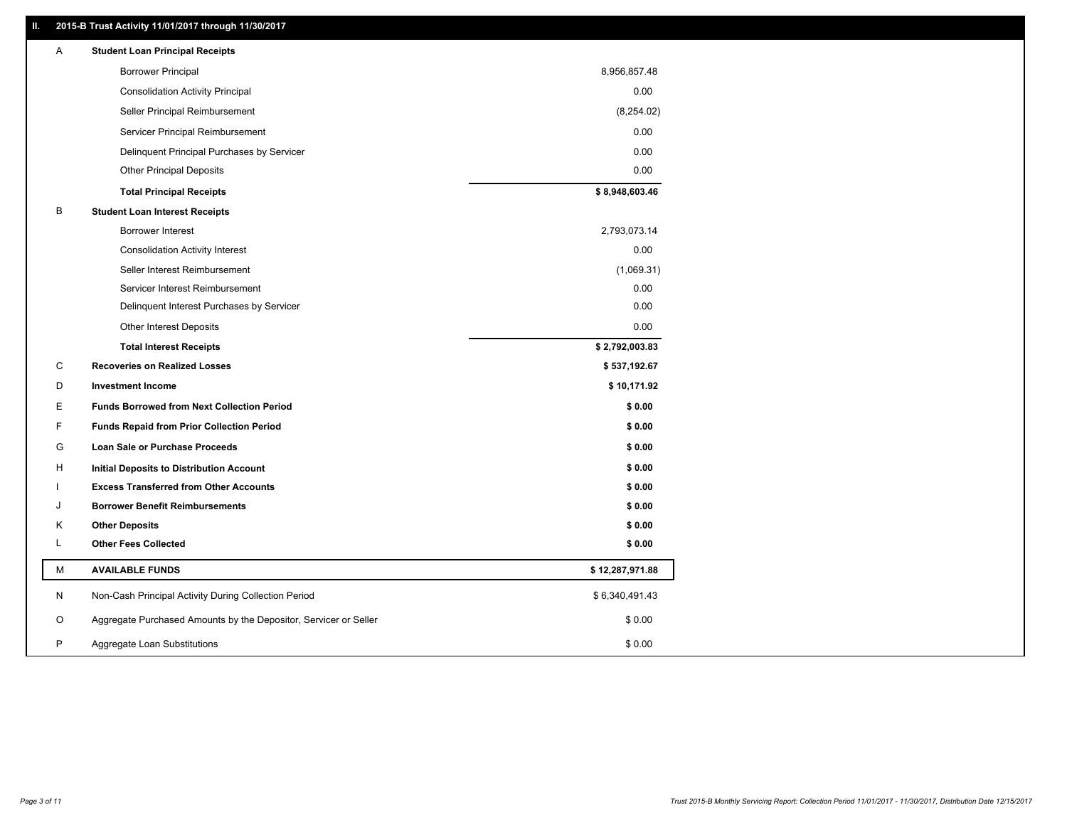## II. 2015-B Trust Activity 11/01/2017 through 11/30/2017

| | | |
|---|---|---|
| A | **Student Loan Principal Receipts** | |
| | Borrower Principal | 8,956,857.48 |
| | Consolidation Activity Principal | 0.00 |
| | Seller Principal Reimbursement | (8,254.02) |
| | Servicer Principal Reimbursement | 0.00 |
| | Delinquent Principal Purchases by Servicer | 0.00 |
| | Other Principal Deposits | 0.00 |
| | **Total Principal Receipts** | **$ 8,948,603.46** |
| B | **Student Loan Interest Receipts** | |
| | Borrower Interest | 2,793,073.14 |
| | Consolidation Activity Interest | 0.00 |
| | Seller Interest Reimbursement | (1,069.31) |
| | Servicer Interest Reimbursement | 0.00 |
| | Delinquent Interest Purchases by Servicer | 0.00 |
| | Other Interest Deposits | 0.00 |
| | **Total Interest Receipts** | **$ 2,792,003.83** |
| C | **Recoveries on Realized Losses** | **$ 537,192.67** |
| D | **Investment Income** | **$ 10,171.92** |
| E | **Funds Borrowed from Next Collection Period** | **$ 0.00** |
| F | **Funds Repaid from Prior Collection Period** | **$ 0.00** |
| G | **Loan Sale or Purchase Proceeds** | **$ 0.00** |
| H | **Initial Deposits to Distribution Account** | **$ 0.00** |
| I | **Excess Transferred from Other Accounts** | **$ 0.00** |
| J | **Borrower Benefit Reimbursements** | **$ 0.00** |
| K | **Other Deposits** | **$ 0.00** |
| L | **Other Fees Collected** | **$ 0.00** |
| M | **AVAILABLE FUNDS** | **$ 12,287,971.88** |
| N | Non-Cash Principal Activity During Collection Period | $ 6,340,491.43 |
| O | Aggregate Purchased Amounts by the Depositor, Servicer or Seller | $ 0.00 |
| P | Aggregate Loan Substitutions | $ 0.00 |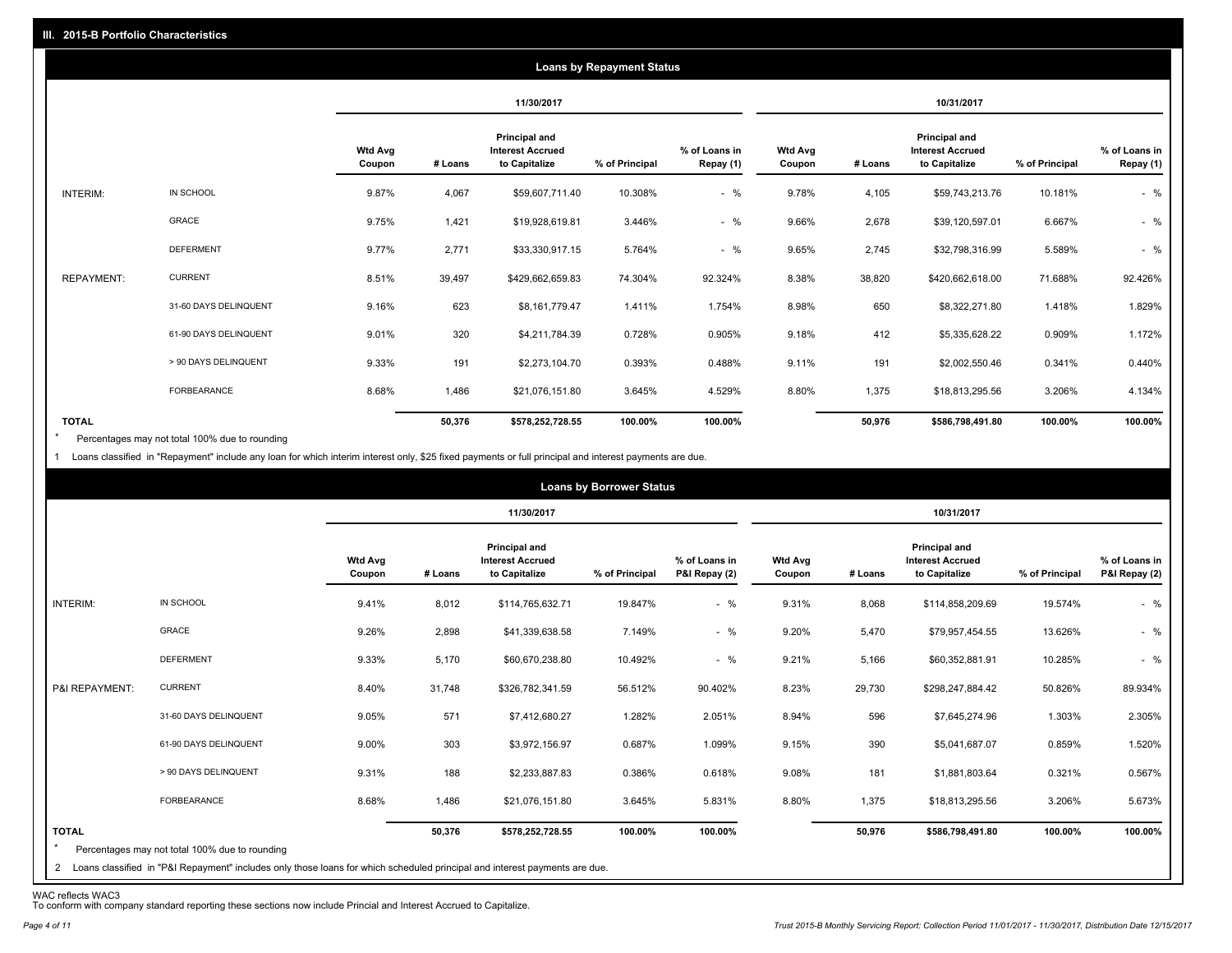## III. 2015-B Portfolio Characteristics

### Loans by Repayment Status

| | | 11/30/2017 | | | | | 10/31/2017 | | | | |
|---|---|---|---|---|---|---|---|---|---|---|---|
| | | Wtd Avg Coupon | # Loans | Principal and Interest Accrued to Capitalize | % of Principal | % of Loans in Repay (1) | Wtd Avg Coupon | # Loans | Principal and Interest Accrued to Capitalize | % of Principal | % of Loans in Repay (1) |
| INTERIM: | IN SCHOOL | 9.87% | 4,067 | $59,607,711.40 | 10.308% | - % | 9.78% | 4,105 | $59,743,213.76 | 10.181% | - % |
| | GRACE | 9.75% | 1,421 | $19,928,619.81 | 3.446% | - % | 9.66% | 2,678 | $39,120,597.01 | 6.667% | - % |
| | DEFERMENT | 9.77% | 2,771 | $33,330,917.15 | 5.764% | - % | 9.65% | 2,745 | $32,798,316.99 | 5.589% | - % |
| REPAYMENT: | CURRENT | 8.51% | 39,497 | $429,662,659.83 | 74.304% | 92.324% | 8.38% | 38,820 | $420,662,618.00 | 71.688% | 92.426% |
| | 31-60 DAYS DELINQUENT | 9.16% | 623 | $8,161,779.47 | 1.411% | 1.754% | 8.98% | 650 | $8,322,271.80 | 1.418% | 1.829% |
| | 61-90 DAYS DELINQUENT | 9.01% | 320 | $4,211,784.39 | 0.728% | 0.905% | 9.18% | 412 | $5,335,628.22 | 0.909% | 1.172% |
| | > 90 DAYS DELINQUENT | 9.33% | 191 | $2,273,104.70 | 0.393% | 0.488% | 9.11% | 191 | $2,002,550.46 | 0.341% | 0.440% |
| | FORBEARANCE | 8.68% | 1,486 | $21,076,151.80 | 3.645% | 4.529% | 8.80% | 1,375 | $18,813,295.56 | 3.206% | 4.134% |
| **TOTAL** | | | **50,376** | **$578,252,728.55** | **100.00%** | **100.00%** | | **50,976** | **$586,798,491.80** | **100.00%** | **100.00%** |

\* Percentages may not total 100% due to rounding

1 Loans classified in "Repayment" include any loan for which interim interest only, $25 fixed payments or full principal and interest payments are due.

### Loans by Borrower Status

| | | 11/30/2017 | | | | | 10/31/2017 | | | | |
|---|---|---|---|---|---|---|---|---|---|---|---|
| | | Wtd Avg Coupon | # Loans | Principal and Interest Accrued to Capitalize | % of Principal | % of Loans in P&I Repay (2) | Wtd Avg Coupon | # Loans | Principal and Interest Accrued to Capitalize | % of Principal | % of Loans in P&I Repay (2) |
| INTERIM: | IN SCHOOL | 9.41% | 8,012 | $114,765,632.71 | 19.847% | - % | 9.31% | 8,068 | $114,858,209.69 | 19.574% | - % |
| | GRACE | 9.26% | 2,898 | $41,339,638.58 | 7.149% | - % | 9.20% | 5,470 | $79,957,454.55 | 13.626% | - % |
| | DEFERMENT | 9.33% | 5,170 | $60,670,238.80 | 10.492% | - % | 9.21% | 5,166 | $60,352,881.91 | 10.285% | - % |
| P&I REPAYMENT: | CURRENT | 8.40% | 31,748 | $326,782,341.59 | 56.512% | 90.402% | 8.23% | 29,730 | $298,247,884.42 | 50.826% | 89.934% |
| | 31-60 DAYS DELINQUENT | 9.05% | 571 | $7,412,680.27 | 1.282% | 2.051% | 8.94% | 596 | $7,645,274.96 | 1.303% | 2.305% |
| | 61-90 DAYS DELINQUENT | 9.00% | 303 | $3,972,156.97 | 0.687% | 1.099% | 9.15% | 390 | $5,041,687.07 | 0.859% | 1.520% |
| | > 90 DAYS DELINQUENT | 9.31% | 188 | $2,233,887.83 | 0.386% | 0.618% | 9.08% | 181 | $1,881,803.64 | 0.321% | 0.567% |
| | FORBEARANCE | 8.68% | 1,486 | $21,076,151.80 | 3.645% | 5.831% | 8.80% | 1,375 | $18,813,295.56 | 3.206% | 5.673% |
| **TOTAL** | | | **50,376** | **$578,252,728.55** | **100.00%** | **100.00%** | | **50,976** | **$586,798,491.80** | **100.00%** | **100.00%** |

\* Percentages may not total 100% due to rounding

2 Loans classified in "P&I Repayment" includes only those loans for which scheduled principal and interest payments are due.

WAC reflects WAC3

To conform with company standard reporting these sections now include Princial and Interest Accrued to Capitalize.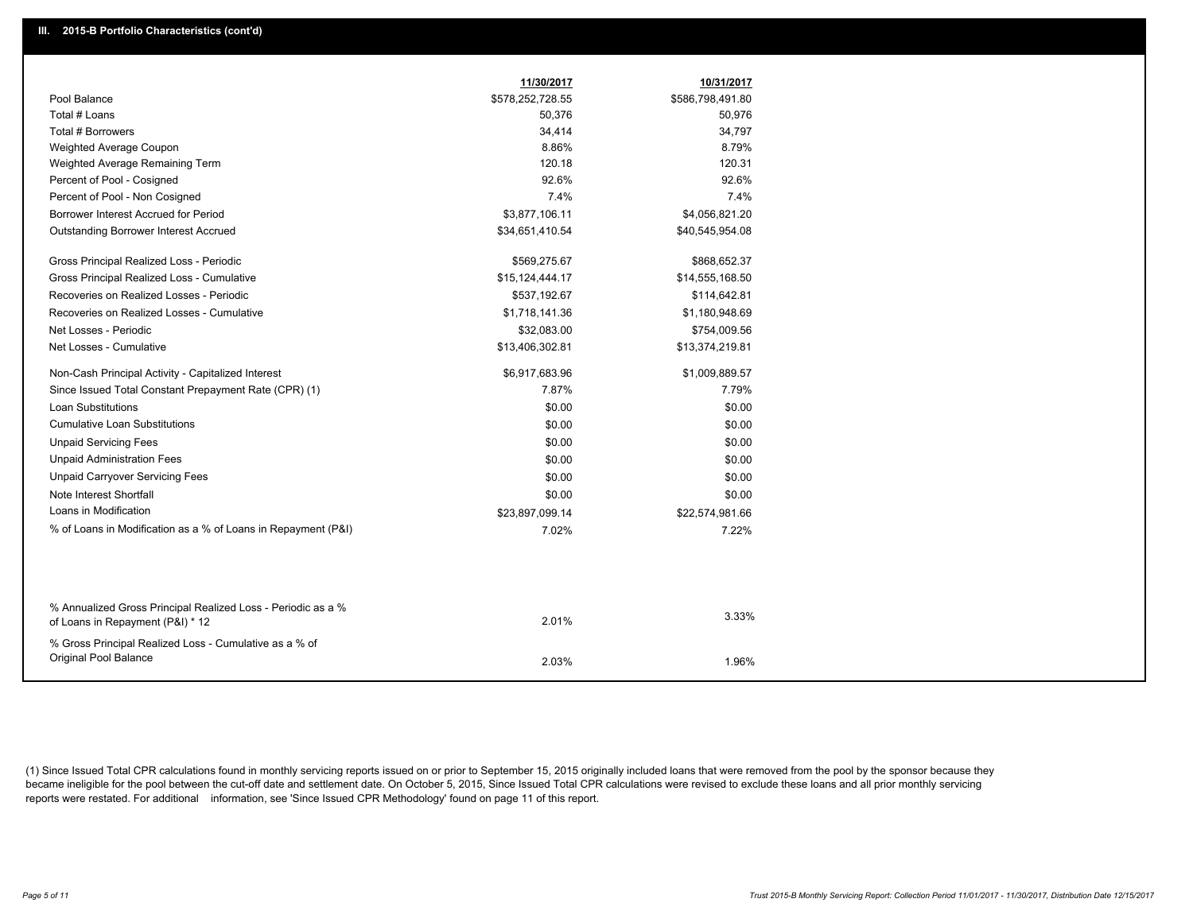## III. 2015-B Portfolio Characteristics (cont'd)

| | 11/30/2017 | 10/31/2017 |
|---|---|---|
| Pool Balance | $578,252,728.55 | $586,798,491.80 |
| Total # Loans | 50,376 | 50,976 |
| Total # Borrowers | 34,414 | 34,797 |
| Weighted Average Coupon | 8.86% | 8.79% |
| Weighted Average Remaining Term | 120.18 | 120.31 |
| Percent of Pool - Cosigned | 92.6% | 92.6% |
| Percent of Pool - Non Cosigned | 7.4% | 7.4% |
| Borrower Interest Accrued for Period | $3,877,106.11 | $4,056,821.20 |
| Outstanding Borrower Interest Accrued | $34,651,410.54 | $40,545,954.08 |
| Gross Principal Realized Loss - Periodic | $569,275.67 | $868,652.37 |
| Gross Principal Realized Loss - Cumulative | $15,124,444.17 | $14,555,168.50 |
| Recoveries on Realized Losses - Periodic | $537,192.67 | $114,642.81 |
| Recoveries on Realized Losses - Cumulative | $1,718,141.36 | $1,180,948.69 |
| Net Losses - Periodic | $32,083.00 | $754,009.56 |
| Net Losses - Cumulative | $13,406,302.81 | $13,374,219.81 |
| Non-Cash Principal Activity - Capitalized Interest | $6,917,683.96 | $1,009,889.57 |
| Since Issued Total Constant Prepayment Rate (CPR) (1) | 7.87% | 7.79% |
| Loan Substitutions | $0.00 | $0.00 |
| Cumulative Loan Substitutions | $0.00 | $0.00 |
| Unpaid Servicing Fees | $0.00 | $0.00 |
| Unpaid Administration Fees | $0.00 | $0.00 |
| Unpaid Carryover Servicing Fees | $0.00 | $0.00 |
| Note Interest Shortfall | $0.00 | $0.00 |
| Loans in Modification | $23,897,099.14 | $22,574,981.66 |
| % of Loans in Modification as a % of Loans in Repayment (P&I) | 7.02% | 7.22% |
| % Annualized Gross Principal Realized Loss - Periodic as a % of Loans in Repayment (P&I) * 12 | 2.01% | 3.33% |
| % Gross Principal Realized Loss - Cumulative as a % of Original Pool Balance | 2.03% | 1.96% |

(1) Since Issued Total CPR calculations found in monthly servicing reports issued on or prior to September 15, 2015 originally included loans that were removed from the pool by the sponsor because they became ineligible for the pool between the cut-off date and settlement date. On October 5, 2015, Since Issued Total CPR calculations were revised to exclude these loans and all prior monthly servicing reports were restated. For additional information, see 'Since Issued CPR Methodology' found on page 11 of this report.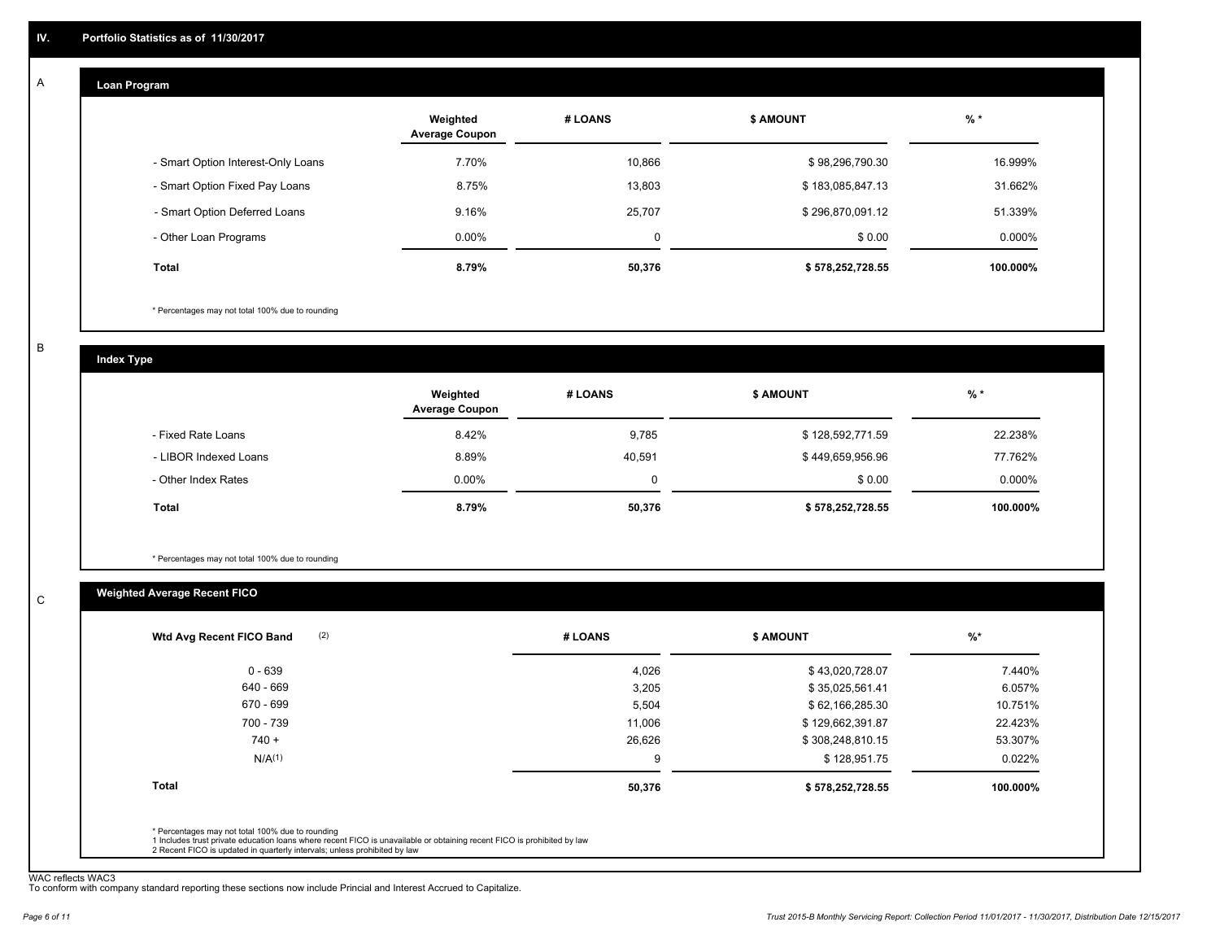## IV. Portfolio Statistics as of 11/30/2017

### A. Loan Program

| | Weighted Average Coupon | # LOANS | $ AMOUNT | % * |
|---|---|---|---|---|
| - Smart Option Interest-Only Loans | 7.70% | 10,866 | $ 98,296,790.30 | 16.999% |
| - Smart Option Fixed Pay Loans | 8.75% | 13,803 | $ 183,085,847.13 | 31.662% |
| - Smart Option Deferred Loans | 9.16% | 25,707 | $ 296,870,091.12 | 51.339% |
| - Other Loan Programs | 0.00% | 0 | $ 0.00 | 0.000% |
| **Total** | **8.79%** | **50,376** | **$ 578,252,728.55** | **100.000%** |

* Percentages may not total 100% due to rounding

### B. Index Type

| | Weighted Average Coupon | # LOANS | $ AMOUNT | % * |
|---|---|---|---|---|
| - Fixed Rate Loans | 8.42% | 9,785 | $ 128,592,771.59 | 22.238% |
| - LIBOR Indexed Loans | 8.89% | 40,591 | $ 449,659,956.96 | 77.762% |
| - Other Index Rates | 0.00% | 0 | $ 0.00 | 0.000% |
| **Total** | **8.79%** | **50,376** | **$ 578,252,728.55** | **100.000%** |

* Percentages may not total 100% due to rounding

### C. Weighted Average Recent FICO

| Wtd Avg Recent FICO Band (2) | # LOANS | $ AMOUNT | %* |
|---|---|---|---|
| 0 - 639 | 4,026 | $ 43,020,728.07 | 7.440% |
| 640 - 669 | 3,205 | $ 35,025,561.41 | 6.057% |
| 670 - 699 | 5,504 | $ 62,166,285.30 | 10.751% |
| 700 - 739 | 11,006 | $ 129,662,391.87 | 22.423% |
| 740 + | 26,626 | $ 308,248,810.15 | 53.307% |
| N/A(1) | 9 | $ 128,951.75 | 0.022% |
| **Total** | **50,376** | **$ 578,252,728.55** | **100.000%** |

* Percentages may not total 100% due to rounding
1 Includes trust private education loans where recent FICO is unavailable or obtaining recent FICO is prohibited by law
2 Recent FICO is updated in quarterly intervals; unless prohibited by law

WAC reflects WAC3
To conform with company standard reporting these sections now include Princial and Interest Accrued to Capitalize.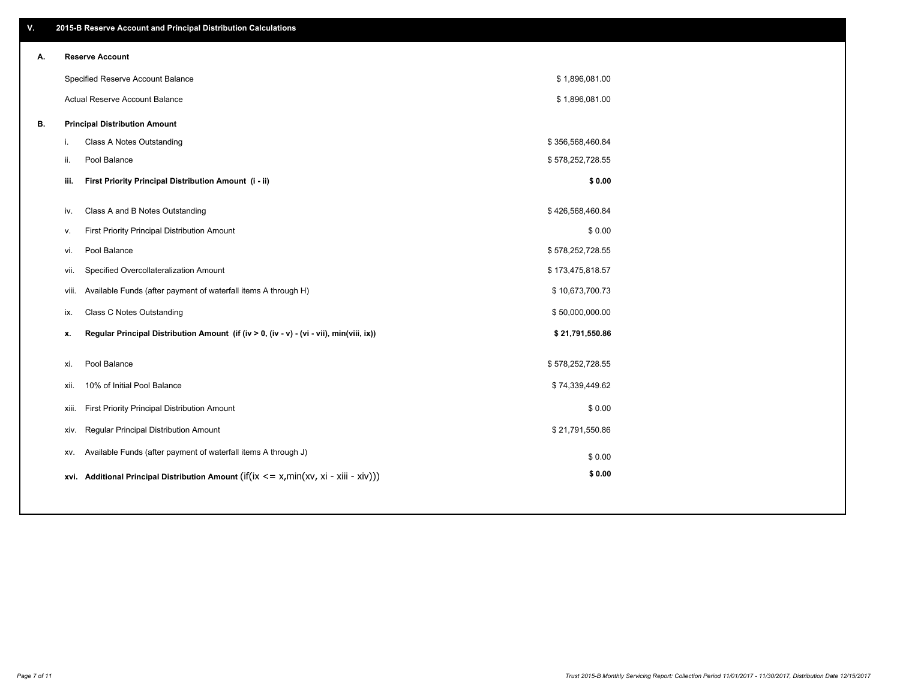## V. 2015-B Reserve Account and Principal Distribution Calculations

### A. Reserve Account

| | |
|---|---|
| Specified Reserve Account Balance | $ 1,896,081.00 |
| Actual Reserve Account Balance | $ 1,896,081.00 |

### B. Principal Distribution Amount

| | | |
|---|---|---|
| i. | Class A Notes Outstanding | $ 356,568,460.84 |
| ii. | Pool Balance | $ 578,252,728.55 |
| **iii.** | **First Priority Principal Distribution Amount (i - ii)** | **$ 0.00** |
| iv. | Class A and B Notes Outstanding | $ 426,568,460.84 |
| v. | First Priority Principal Distribution Amount | $ 0.00 |
| vi. | Pool Balance | $ 578,252,728.55 |
| vii. | Specified Overcollateralization Amount | $ 173,475,818.57 |
| viii. | Available Funds (after payment of waterfall items A through H) | $ 10,673,700.73 |
| ix. | Class C Notes Outstanding | $ 50,000,000.00 |
| **x.** | **Regular Principal Distribution Amount (if (iv > 0, (iv - v) - (vi - vii), min(viii, ix))** | **$ 21,791,550.86** |
| xi. | Pool Balance | $ 578,252,728.55 |
| xii. | 10% of Initial Pool Balance | $ 74,339,449.62 |
| xiii. | First Priority Principal Distribution Amount | $ 0.00 |
| xiv. | Regular Principal Distribution Amount | $ 21,791,550.86 |
| xv. | Available Funds (after payment of waterfall items A through J) | $ 0.00 |
| **xvi.** | **Additional Principal Distribution Amount** (if(ix <= x,min(xv, xi - xiii - xiv))) | **$ 0.00** |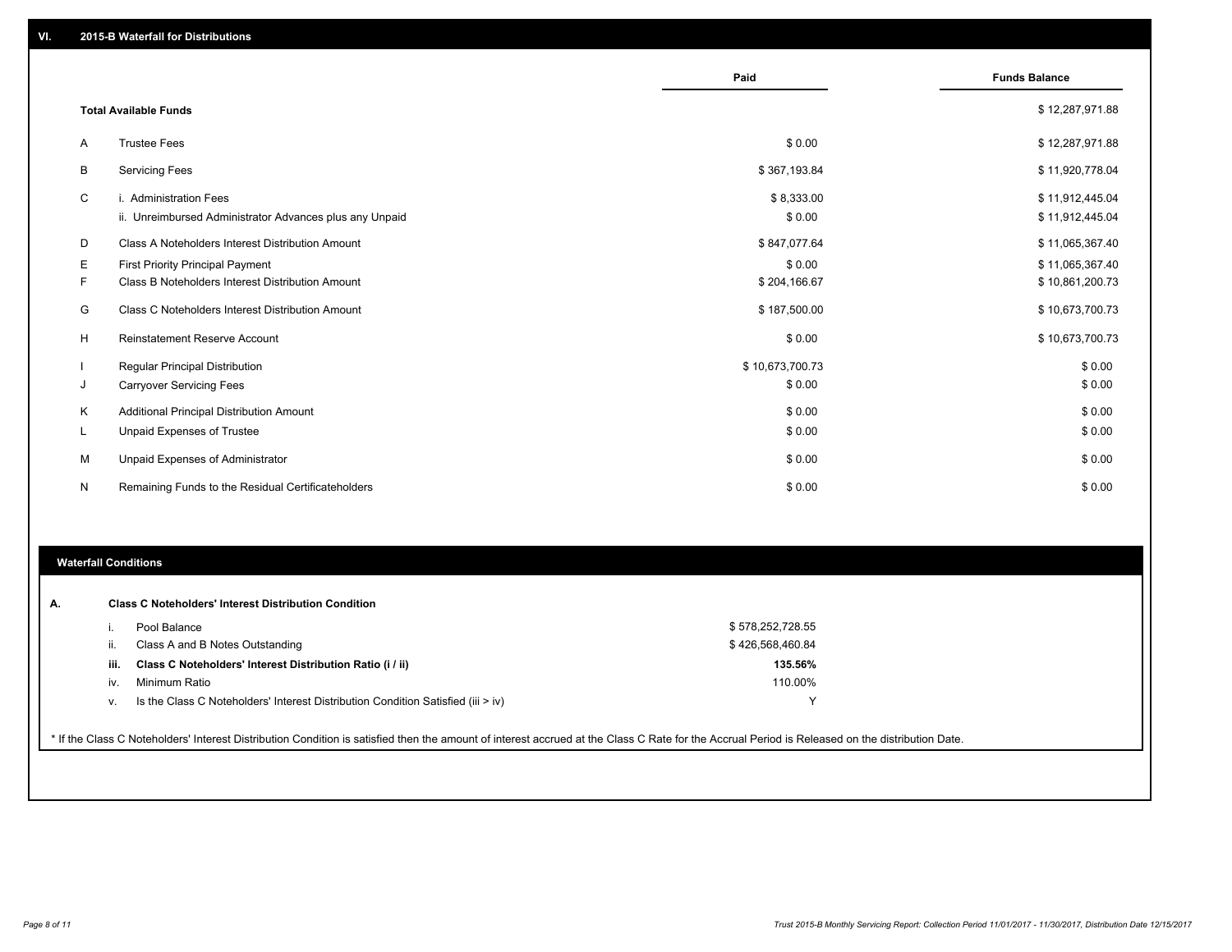## VI. 2015-B Waterfall for Distributions

| | | Paid | Funds Balance |
|---|---|---|---|
| | **Total Available Funds** | | $ 12,287,971.88 |
| A | Trustee Fees | $ 0.00 | $ 12,287,971.88 |
| B | Servicing Fees | $ 367,193.84 | $ 11,920,778.04 |
| C | i. Administration Fees | $ 8,333.00 | $ 11,912,445.04 |
| | ii. Unreimbursed Administrator Advances plus any Unpaid | $ 0.00 | $ 11,912,445.04 |
| D | Class A Noteholders Interest Distribution Amount | $ 847,077.64 | $ 11,065,367.40 |
| E | First Priority Principal Payment | $ 0.00 | $ 11,065,367.40 |
| F | Class B Noteholders Interest Distribution Amount | $ 204,166.67 | $ 10,861,200.73 |
| G | Class C Noteholders Interest Distribution Amount | $ 187,500.00 | $ 10,673,700.73 |
| H | Reinstatement Reserve Account | $ 0.00 | $ 10,673,700.73 |
| I | Regular Principal Distribution | $ 10,673,700.73 | $ 0.00 |
| J | Carryover Servicing Fees | $ 0.00 | $ 0.00 |
| K | Additional Principal Distribution Amount | $ 0.00 | $ 0.00 |
| L | Unpaid Expenses of Trustee | $ 0.00 | $ 0.00 |
| M | Unpaid Expenses of Administrator | $ 0.00 | $ 0.00 |
| N | Remaining Funds to the Residual Certificateholders | $ 0.00 | $ 0.00 |

## Waterfall Conditions

**A. Class C Noteholders' Interest Distribution Condition**

| | | |
|---|---|---|
| i. | Pool Balance | $ 578,252,728.55 |
| ii. | Class A and B Notes Outstanding | $ 426,568,460.84 |
| **iii.** | **Class C Noteholders' Interest Distribution Ratio (i / ii)** | **135.56%** |
| iv. | Minimum Ratio | 110.00% |
| v. | Is the Class C Noteholders' Interest Distribution Condition Satisfied (iii > iv) | Y |

* If the Class C Noteholders' Interest Distribution Condition is satisfied then the amount of interest accrued at the Class C Rate for the Accrual Period is Released on the distribution Date.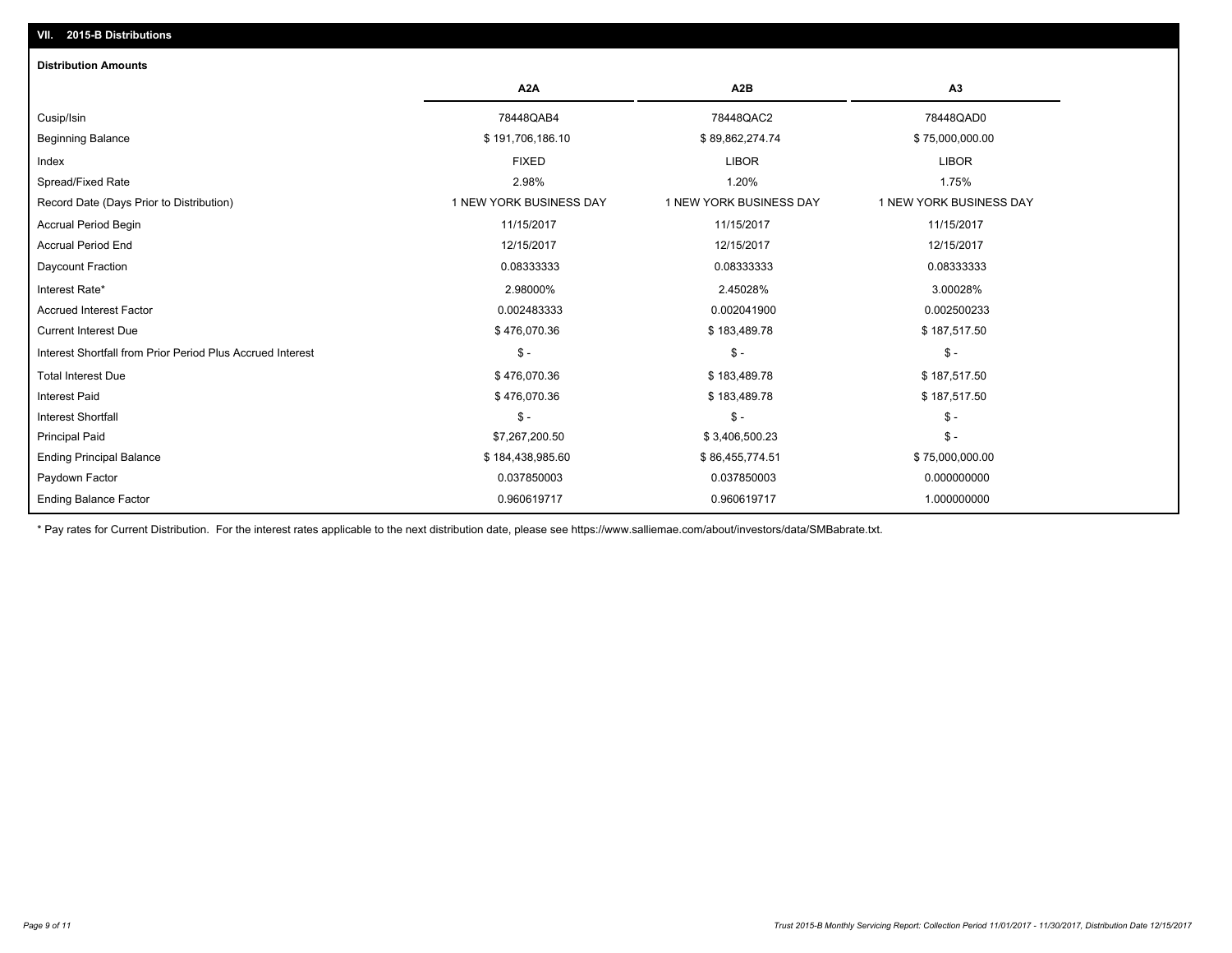## VII. 2015-B Distributions

### Distribution Amounts

| | A2A | A2B | A3 |
|---|---|---|---|
| Cusip/Isin | 78448QAB4 | 78448QAC2 | 78448QAD0 |
| Beginning Balance | $ 191,706,186.10 | $ 89,862,274.74 | $ 75,000,000.00 |
| Index | FIXED | LIBOR | LIBOR |
| Spread/Fixed Rate | 2.98% | 1.20% | 1.75% |
| Record Date (Days Prior to Distribution) | 1 NEW YORK BUSINESS DAY | 1 NEW YORK BUSINESS DAY | 1 NEW YORK BUSINESS DAY |
| Accrual Period Begin | 11/15/2017 | 11/15/2017 | 11/15/2017 |
| Accrual Period End | 12/15/2017 | 12/15/2017 | 12/15/2017 |
| Daycount Fraction | 0.08333333 | 0.08333333 | 0.08333333 |
| Interest Rate* | 2.98000% | 2.45028% | 3.00028% |
| Accrued Interest Factor | 0.002483333 | 0.002041900 | 0.002500233 |
| Current Interest Due | $ 476,070.36 | $ 183,489.78 | $ 187,517.50 |
| Interest Shortfall from Prior Period Plus Accrued Interest | $ - | $ - | $ - |
| Total Interest Due | $ 476,070.36 | $ 183,489.78 | $ 187,517.50 |
| Interest Paid | $ 476,070.36 | $ 183,489.78 | $ 187,517.50 |
| Interest Shortfall | $ - | $ - | $ - |
| Principal Paid | $7,267,200.50 | $ 3,406,500.23 | $ - |
| Ending Principal Balance | $ 184,438,985.60 | $ 86,455,774.51 | $ 75,000,000.00 |
| Paydown Factor | 0.037850003 | 0.037850003 | 0.000000000 |
| Ending Balance Factor | 0.960619717 | 0.960619717 | 1.000000000 |

* Pay rates for Current Distribution. For the interest rates applicable to the next distribution date, please see https://www.salliemae.com/about/investors/data/SMBabrate.txt.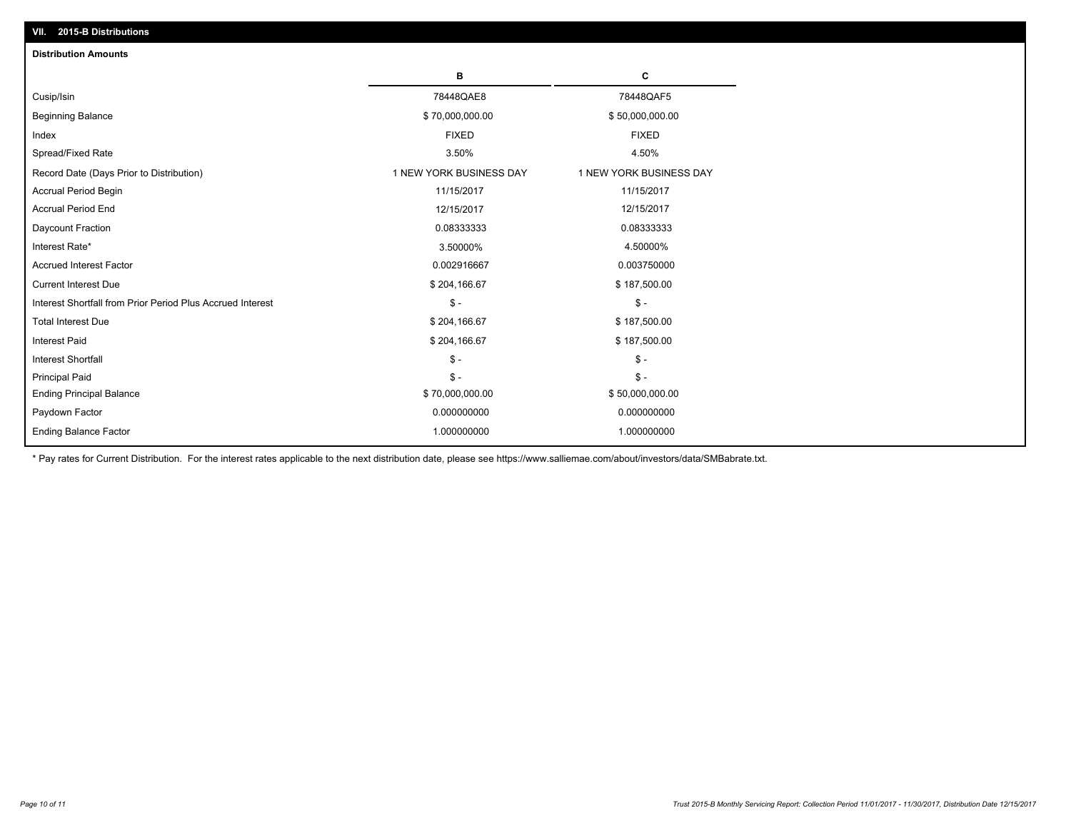## VII. 2015-B Distributions

### Distribution Amounts

| | B | C |
|---|---|---|
| Cusip/Isin | 78448QAE8 | 78448QAF5 |
| Beginning Balance | $ 70,000,000.00 | $ 50,000,000.00 |
| Index | FIXED | FIXED |
| Spread/Fixed Rate | 3.50% | 4.50% |
| Record Date (Days Prior to Distribution) | 1 NEW YORK BUSINESS DAY | 1 NEW YORK BUSINESS DAY |
| Accrual Period Begin | 11/15/2017 | 11/15/2017 |
| Accrual Period End | 12/15/2017 | 12/15/2017 |
| Daycount Fraction | 0.08333333 | 0.08333333 |
| Interest Rate* | 3.50000% | 4.50000% |
| Accrued Interest Factor | 0.002916667 | 0.003750000 |
| Current Interest Due | $ 204,166.67 | $ 187,500.00 |
| Interest Shortfall from Prior Period Plus Accrued Interest | $ - | $ - |
| Total Interest Due | $ 204,166.67 | $ 187,500.00 |
| Interest Paid | $ 204,166.67 | $ 187,500.00 |
| Interest Shortfall | $ - | $ - |
| Principal Paid | $ - | $ - |
| Ending Principal Balance | $ 70,000,000.00 | $ 50,000,000.00 |
| Paydown Factor | 0.000000000 | 0.000000000 |
| Ending Balance Factor | 1.000000000 | 1.000000000 |

* Pay rates for Current Distribution. For the interest rates applicable to the next distribution date, please see https://www.salliemae.com/about/investors/data/SMBabrate.txt.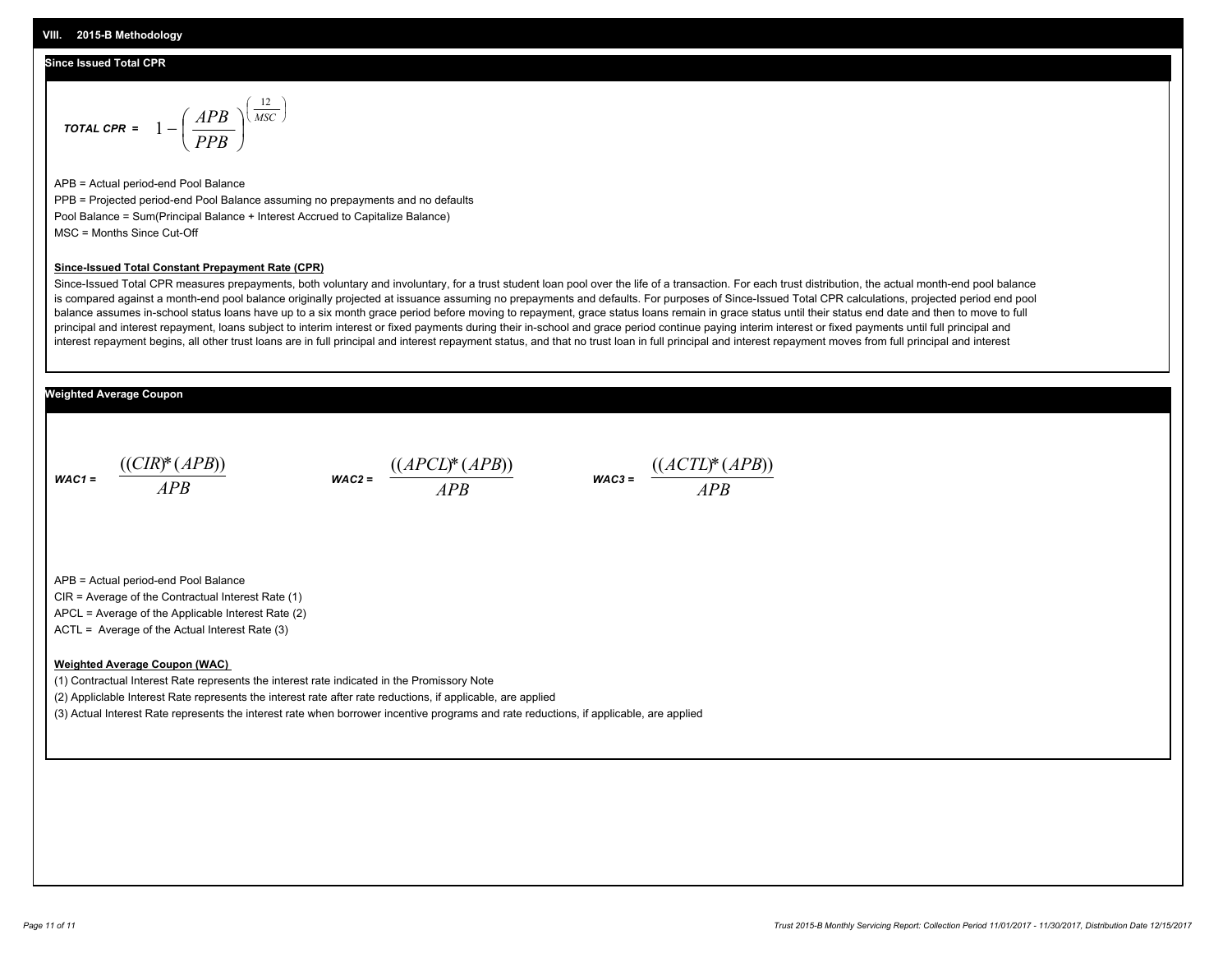## VIII. 2015-B Methodology

### Since Issued Total CPR

$$\textbf{TOTAL CPR} = 1 - \left( \frac{APB}{PPB} \right)^{\left( \frac{12}{MSC} \right)}$$

APB = Actual period-end Pool Balance

PPB = Projected period-end Pool Balance assuming no prepayments and no defaults

Pool Balance = Sum(Principal Balance + Interest Accrued to Capitalize Balance)

MSC = Months Since Cut-Off

**Since-Issued Total Constant Prepayment Rate (CPR)**

Since-Issued Total CPR measures prepayments, both voluntary and involuntary, for a trust student loan pool over the life of a transaction. For each trust distribution, the actual month-end pool balance is compared against a month-end pool balance originally projected at issuance assuming no prepayments and defaults. For purposes of Since-Issued Total CPR calculations, projected period end pool balance assumes in-school status loans have up to a six month grace period before moving to repayment, grace status loans remain in grace status until their status end date and then to move to full principal and interest repayment, loans subject to interim interest or fixed payments during their in-school and grace period continue paying interim interest or fixed payments until full principal and interest repayment begins, all other trust loans are in full principal and interest repayment status, and that no trust loan in full principal and interest repayment moves from full principal and interest

### Weighted Average Coupon

$$\textbf{WAC1} = \frac{((CIR)*(APB))}{APB} \qquad \textbf{WAC2} = \frac{((APCL)*(APB))}{APB} \qquad \textbf{WAC3} = \frac{((ACTL)*(APB))}{APB}$$

APB = Actual period-end Pool Balance

CIR = Average of the Contractual Interest Rate (1)

APCL = Average of the Applicable Interest Rate (2)

ACTL = Average of the Actual Interest Rate (3)

**Weighted Average Coupon (WAC)**

(1) Contractual Interest Rate represents the interest rate indicated in the Promissory Note

(2) Appliclable Interest Rate represents the interest rate after rate reductions, if applicable, are applied

(3) Actual Interest Rate represents the interest rate when borrower incentive programs and rate reductions, if applicable, are applied